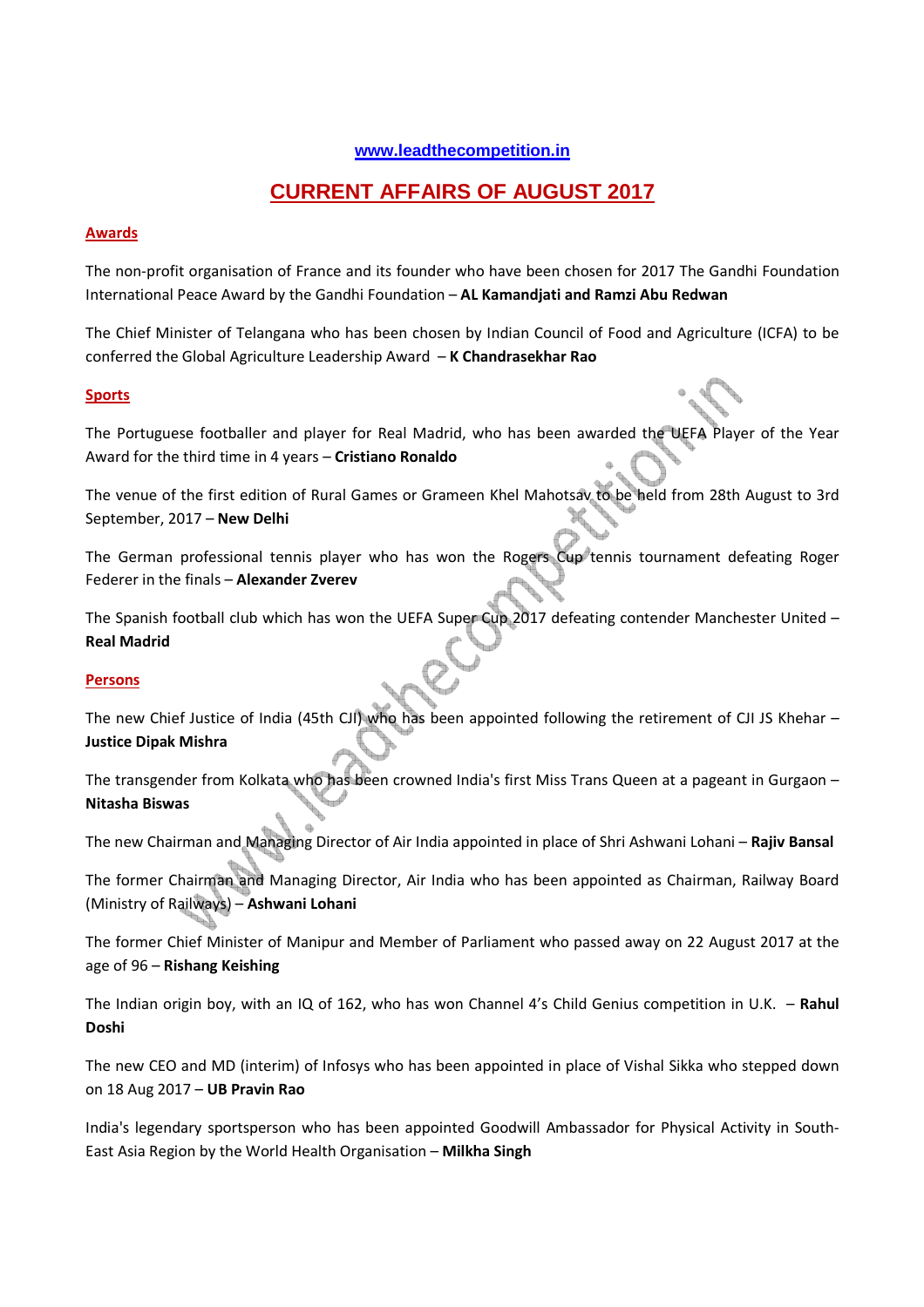www.leadthecompetition.in

# CURRENT AFFAIRS OF AUGUST 2017

## Awards

The non-profit organisation of France and its founder who have been chosen for 2017 The Gandhi Foundation International Peace Award by the Gandhi Foundation – **AL Kamandjati and Ramzi Abu Redwan**

The Chief Minister of Telangana who has been chosen by Indian Council of Food and Agriculture (ICFA) to be conferred the Global Agriculture Leadership Award – **K Chandrasekhar Rao**

## Sports

The Portuguese footballer and player for Real Madrid, who has been awarded the UEFA Player of the Year Award for the third time in 4 years – **Cristiano Ronaldo**

The venue of the first edition of Rural Games or Grameen Khel Mahotsav to be held from 28th August to 3rd September, 2017 – **New Delhi**

The German professional tennis player who has won the Rogers Cup tennis tournament defeating Roger Federer in the finals – **Alexander Zverev**

The Spanish football club which has won the UEFA Super Cup 2017 defeating contender Manchester United – **Real Madrid**

## Persons

The new Chief Justice of India (45th CJI) who has been appointed following the retirement of CJI JS Khehar – **Justice Dipak Mishra**

The transgender from Kolkata who has been crowned India's first Miss Trans Queen at a pageant in Gurgaon – **Nitasha Biswas**

The new Chairman and Managing Director of Air India appointed in place of Shri Ashwani Lohani – **Rajiv Bansal**

The former Chairman and Managing Director, Air India who has been appointed as Chairman, Railway Board (Ministry of Railways) – **Ashwani Lohani**

The former Chief Minister of Manipur and Member of Parliament who passed away on 22 August 2017 at the age of 96 – **Rishang Keishing**

The Indian origin boy, with an IQ of 162, who has won Channel 4's Child Genius competition in U.K. – **Rahul Doshi**

The new CEO and MD (interim) of Infosys who has been appointed in place of Vishal Sikka who stepped down on 18 Aug 2017 – **UB Pravin Rao**

India's legendary sportsperson who has been appointed Goodwill Ambassador for Physical Activity in South-East Asia Region by the World Health Organisation – **Milkha Singh**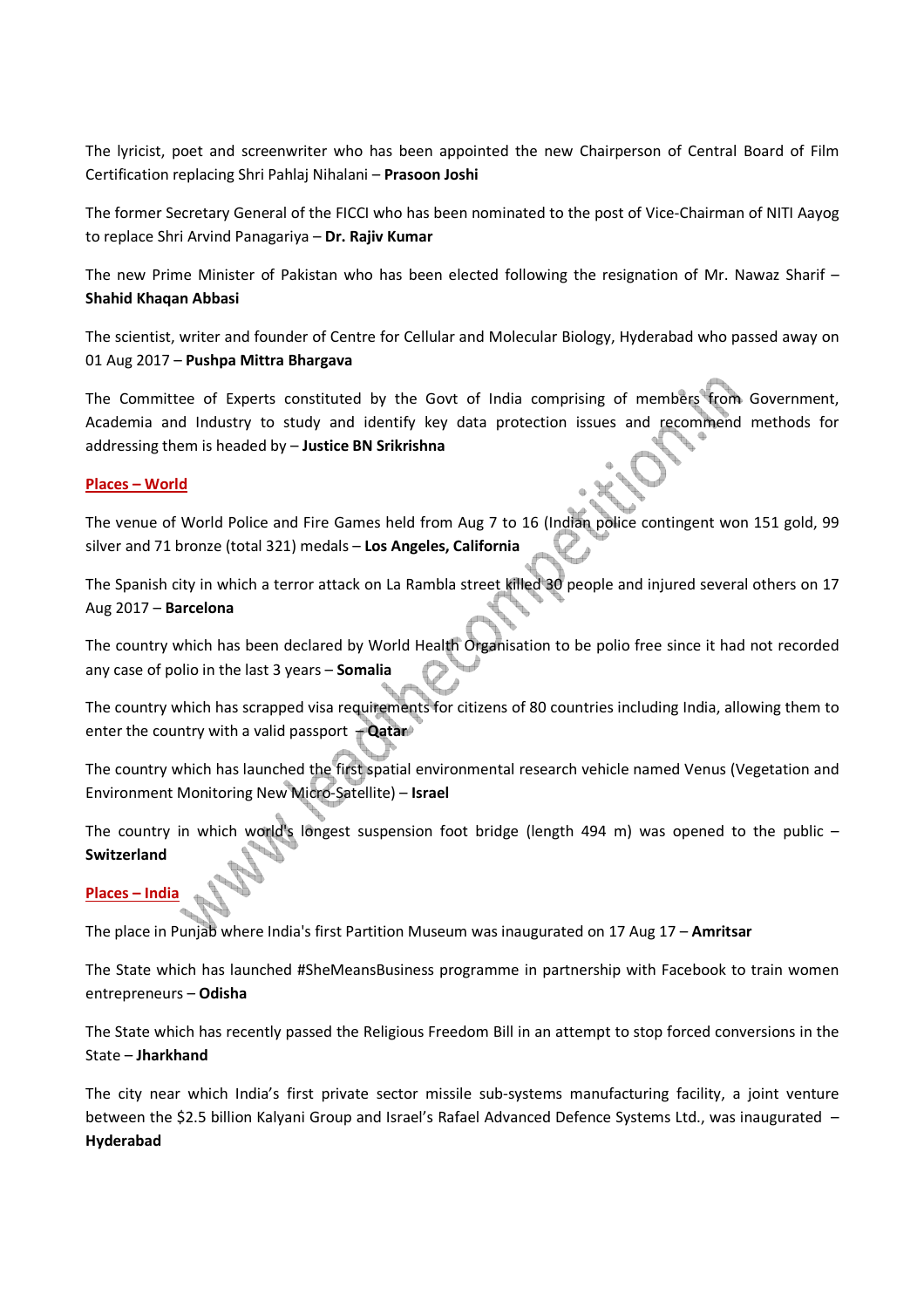The lyricist, poet and screenwriter who has been appointed the new Chairperson of Central Board of Film Certification replacing Shri Pahlaj Nihalani – **Prasoon Joshi**

The former Secretary General of the FICCI who has been nominated to the post of Vice-Chairman of NITI Aayog to replace Shri Arvind Panagariya – **Dr. Rajiv Kumar**

The new Prime Minister of Pakistan who has been elected following the resignation of Mr. Nawaz Sharif – **Shahid Khaqan Abbasi**

The scientist, writer and founder of Centre for Cellular and Molecular Biology, Hyderabad who passed away on 01 Aug 2017 – **Pushpa Mittra Bhargava**

The Committee of Experts constituted by the Govt of India comprising of members from Government, Academia and Industry to study and identify key data protection issues and recommend methods for addressing them is headed by – **Justice BN Srikrishna**

## Places – World

The venue of World Police and Fire Games held from Aug 7 to 16 (Indian police contingent won 151 gold, 99 silver and 71 bronze (total 321) medals – **Los Angeles, California**

The Spanish city in which a terror attack on La Rambla street killed 30 people and injured several others on 17 Aug 2017 – **Barcelona**

The country which has been declared by World Health Organisation to be polio free since it had not recorded any case of polio in the last 3 years – **Somalia**

The country which has scrapped visa requirements for citizens of 80 countries including India, allowing them to enter the country with a valid passport – **Qatar**

The country which has launched the first spatial environmental research vehicle named Venus (Vegetation and Environment Monitoring New Micro-Satellite) – **Israel**

The country in which world's longest suspension foot bridge (length 494 m) was opened to the public – **Switzerland**

## Places – India

The place in Punjab where India's first Partition Museum was inaugurated on 17 Aug 17 – **Amritsar**

The State which has launched #SheMeansBusiness programme in partnership with Facebook to train women entrepreneurs – **Odisha**

The State which has recently passed the Religious Freedom Bill in an attempt to stop forced conversions in the State – **Jharkhand**

The city near which India's first private sector missile sub-systems manufacturing facility, a joint venture between the $2.5 billion Kalyani Group and Israel's Rafael Advanced Defence Systems Ltd., was inaugurated – **Hyderabad**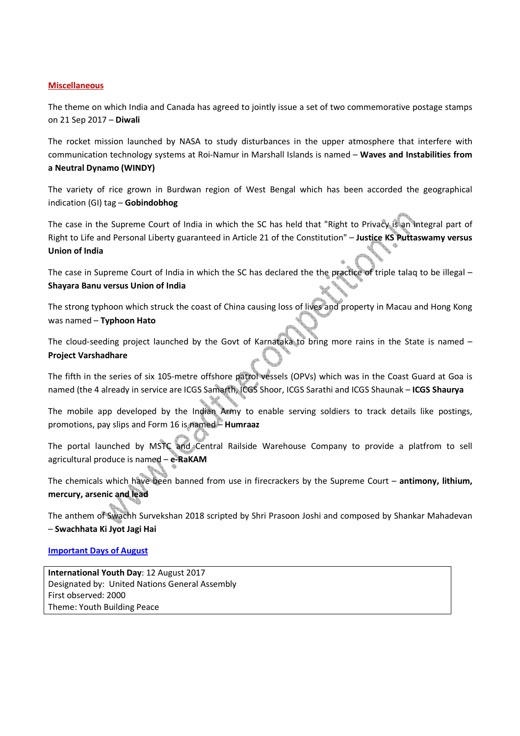## Miscellaneous

The theme on which India and Canada has agreed to jointly issue a set of two commemorative postage stamps on 21 Sep 2017 – **Diwali**

The rocket mission launched by NASA to study disturbances in the upper atmosphere that interfere with communication technology systems at Roi-Namur in Marshall Islands is named – **Waves and Instabilities from a Neutral Dynamo (WINDY)**

The variety of rice grown in Burdwan region of West Bengal which has been accorded the geographical indication (GI) tag – **Gobindobhog**

The case in the Supreme Court of India in which the SC has held that "Right to Privacy is an integral part of Right to Life and Personal Liberty guaranteed in Article 21 of the Constitution" – **Justice KS Puttaswamy versus Union of India**

The case in Supreme Court of India in which the SC has declared the the practice of triple talaq to be illegal – **Shayara Banu versus Union of India**

The strong typhoon which struck the coast of China causing loss of lives and property in Macau and Hong Kong was named – **Typhoon Hato**

The cloud-seeding project launched by the Govt of Karnataka to bring more rains in the State is named – **Project Varshadhare**

The fifth in the series of six 105-metre offshore patrol vessels (OPVs) which was in the Coast Guard at Goa is named (the 4 already in service are ICGS Samarth, ICGS Shoor, ICGS Sarathi and ICGS Shaunak – **ICGS Shaurya**

The mobile app developed by the Indian Army to enable serving soldiers to track details like postings, promotions, pay slips and Form 16 is named – **Humraaz**

The portal launched by MSTC and Central Railside Warehouse Company to provide a platfrom to sell agricultural produce is named – **e-RaKAM**

The chemicals which have been banned from use in firecrackers by the Supreme Court – **antimony, lithium, mercury, arsenic and lead**

The anthem of Swachh Survekshan 2018 scripted by Shri Prasoon Joshi and composed by Shankar Mahadevan – **Swachhata Ki Jyot Jagi Hai**

## Important Days of August

| **International Youth Day**: 12 August 2017 |
|---|
| Designated by: United Nations General Assembly |
| First observed: 2000 |
| Theme: Youth Building Peace |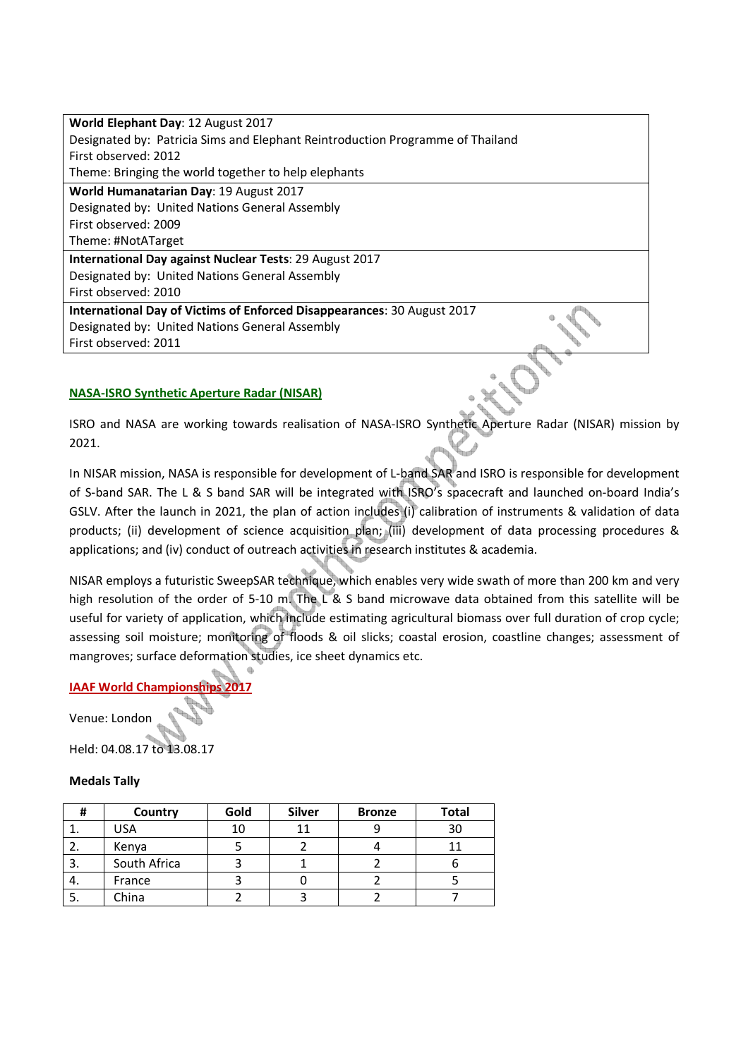**World Elephant Day**: 12 August 2017
Designated by: Patricia Sims and Elephant Reintroduction Programme of Thailand
First observed: 2012
Theme: Bringing the world together to help elephants

**World Humanatarian Day**: 19 August 2017
Designated by: United Nations General Assembly
First observed: 2009
Theme: #NotATarget

**International Day against Nuclear Tests**: 29 August 2017
Designated by: United Nations General Assembly
First observed: 2010

**International Day of Victims of Enforced Disappearances**: 30 August 2017
Designated by: United Nations General Assembly
First observed: 2011

## NASA-ISRO Synthetic Aperture Radar (NISAR)

ISRO and NASA are working towards realisation of NASA-ISRO Synthetic Aperture Radar (NISAR) mission by 2021.

In NISAR mission, NASA is responsible for development of L-band SAR and ISRO is responsible for development of S-band SAR. The L & S band SAR will be integrated with ISRO's spacecraft and launched on-board India's GSLV. After the launch in 2021, the plan of action includes (i) calibration of instruments & validation of data products; (ii) development of science acquisition plan; (iii) development of data processing procedures & applications; and (iv) conduct of outreach activities in research institutes & academia.

NISAR employs a futuristic SweepSAR technique, which enables very wide swath of more than 200 km and very high resolution of the order of 5-10 m. The L & S band microwave data obtained from this satellite will be useful for variety of application, which include estimating agricultural biomass over full duration of crop cycle; assessing soil moisture; monitoring of floods & oil slicks; coastal erosion, coastline changes; assessment of mangroves; surface deformation studies, ice sheet dynamics etc.

## IAAF World Championships 2017

Venue: London

Held: 04.08.17 to 13.08.17

**Medals Tally**

| # | Country | Gold | Silver | Bronze | Total |
|---|---|---|---|---|---|
| 1. | USA | 10 | 11 | 9 | 30 |
| 2. | Kenya | 5 | 2 | 4 | 11 |
| 3. | South Africa | 3 | 1 | 2 | 6 |
| 4. | France | 3 | 0 | 2 | 5 |
| 5. | China | 2 | 3 | 2 | 7 |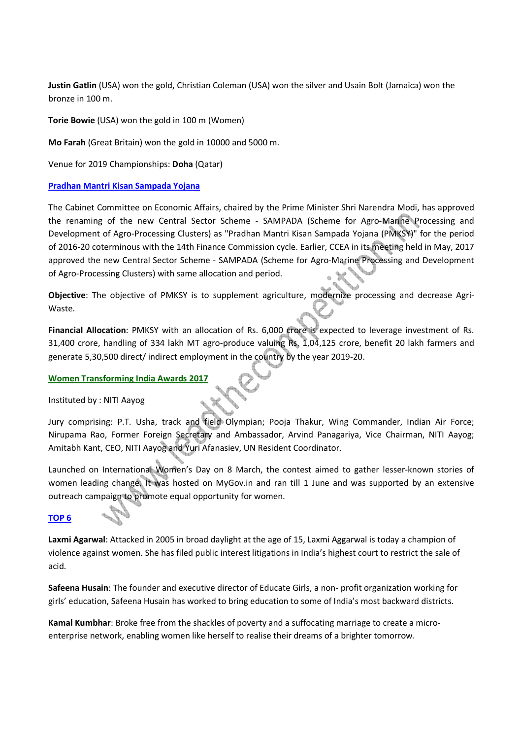**Justin Gatlin** (USA) won the gold, Christian Coleman (USA) won the silver and Usain Bolt (Jamaica) won the bronze in 100 m.

**Torie Bowie** (USA) won the gold in 100 m (Women)

**Mo Farah** (Great Britain) won the gold in 10000 and 5000 m.

Venue for 2019 Championships: **Doha** (Qatar)

## Pradhan Mantri Kisan Sampada Yojana

The Cabinet Committee on Economic Affairs, chaired by the Prime Minister Shri Narendra Modi, has approved the renaming of the new Central Sector Scheme - SAMPADA (Scheme for Agro-Marine Processing and Development of Agro-Processing Clusters) as "Pradhan Mantri Kisan Sampada Yojana (PMKSY)" for the period of 2016-20 coterminous with the 14th Finance Commission cycle. Earlier, CCEA in its meeting held in May, 2017 approved the new Central Sector Scheme - SAMPADA (Scheme for Agro-Marine Processing and Development of Agro-Processing Clusters) with same allocation and period.

**Objective**: The objective of PMKSY is to supplement agriculture, modernize processing and decrease Agri-Waste.

**Financial Allocation**: PMKSY with an allocation of Rs. 6,000 crore is expected to leverage investment of Rs. 31,400 crore, handling of 334 lakh MT agro-produce valuing Rs. 1,04,125 crore, benefit 20 lakh farmers and generate 5,30,500 direct/ indirect employment in the country by the year 2019-20.

## Women Transforming India Awards 2017

Instituted by : NITI Aayog

Jury comprising: P.T. Usha, track and field Olympian; Pooja Thakur, Wing Commander, Indian Air Force; Nirupama Rao, Former Foreign Secretary and Ambassador, Arvind Panagariya, Vice Chairman, NITI Aayog; Amitabh Kant, CEO, NITI Aayog and Yuri Afanasiev, UN Resident Coordinator.

Launched on International Women's Day on 8 March, the contest aimed to gather lesser-known stories of women leading change. It was hosted on MyGov.in and ran till 1 June and was supported by an extensive outreach campaign to promote equal opportunity for women.

### TOP 6

**Laxmi Agarwal**: Attacked in 2005 in broad daylight at the age of 15, Laxmi Aggarwal is today a champion of violence against women. She has filed public interest litigations in India's highest court to restrict the sale of acid.

**Safeena Husain**: The founder and executive director of Educate Girls, a non- profit organization working for girls' education, Safeena Husain has worked to bring education to some of India's most backward districts.

**Kamal Kumbhar**: Broke free from the shackles of poverty and a suffocating marriage to create a micro-enterprise network, enabling women like herself to realise their dreams of a brighter tomorrow.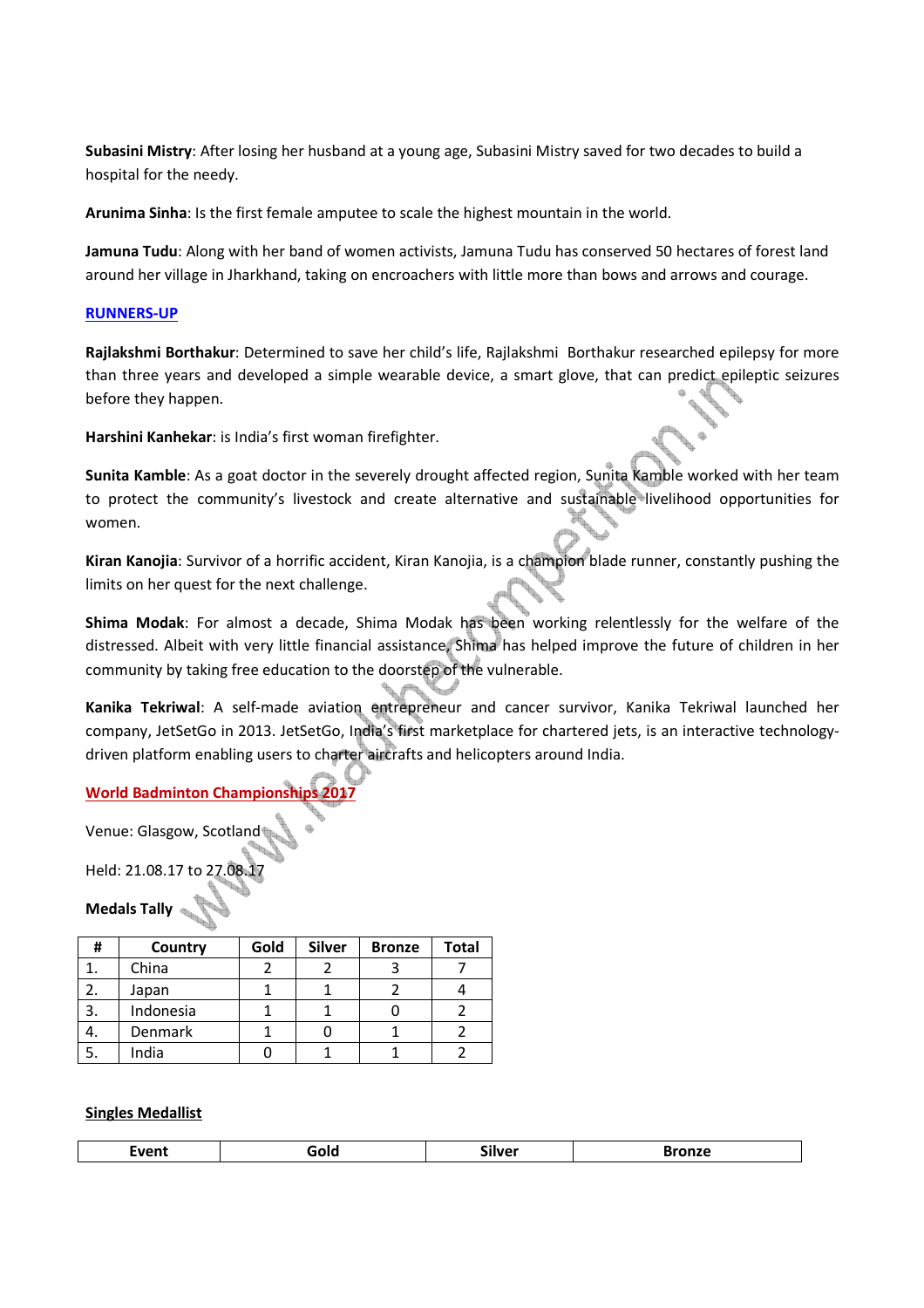**Subasini Mistry**: After losing her husband at a young age, Subasini Mistry saved for two decades to build a hospital for the needy.

**Arunima Sinha**: Is the first female amputee to scale the highest mountain in the world.

**Jamuna Tudu**: Along with her band of women activists, Jamuna Tudu has conserved 50 hectares of forest land around her village in Jharkhand, taking on encroachers with little more than bows and arrows and courage.

**RUNNERS-UP**

**Rajlakshmi Borthakur**: Determined to save her child's life, Rajlakshmi Borthakur researched epilepsy for more than three years and developed a simple wearable device, a smart glove, that can predict epileptic seizures before they happen.

**Harshini Kanhekar**: is India's first woman firefighter.

**Sunita Kamble**: As a goat doctor in the severely drought affected region, Sunita Kamble worked with her team to protect the community's livestock and create alternative and sustainable livelihood opportunities for women.

**Kiran Kanojia**: Survivor of a horrific accident, Kiran Kanojia, is a champion blade runner, constantly pushing the limits on her quest for the next challenge.

**Shima Modak**: For almost a decade, Shima Modak has been working relentlessly for the welfare of the distressed. Albeit with very little financial assistance, Shima has helped improve the future of children in her community by taking free education to the doorstep of the vulnerable.

**Kanika Tekriwal**: A self-made aviation entrepreneur and cancer survivor, Kanika Tekriwal launched her company, JetSetGo in 2013. JetSetGo, India's first marketplace for chartered jets, is an interactive technology-driven platform enabling users to charter aircrafts and helicopters around India.

## World Badminton Championships 2017

Venue: Glasgow, Scotland

Held: 21.08.17 to 27.08.17

**Medals Tally**

| # | Country | Gold | Silver | Bronze | Total |
|---|---|---|---|---|---|
| 1. | China | 2 | 2 | 3 | 7 |
| 2. | Japan | 1 | 1 | 2 | 4 |
| 3. | Indonesia | 1 | 1 | 0 | 2 |
| 4. | Denmark | 1 | 0 | 1 | 2 |
| 5. | India | 0 | 1 | 1 | 2 |

**Singles Medallist**

| Event | Gold | Silver | Bronze |
|---|---|---|---|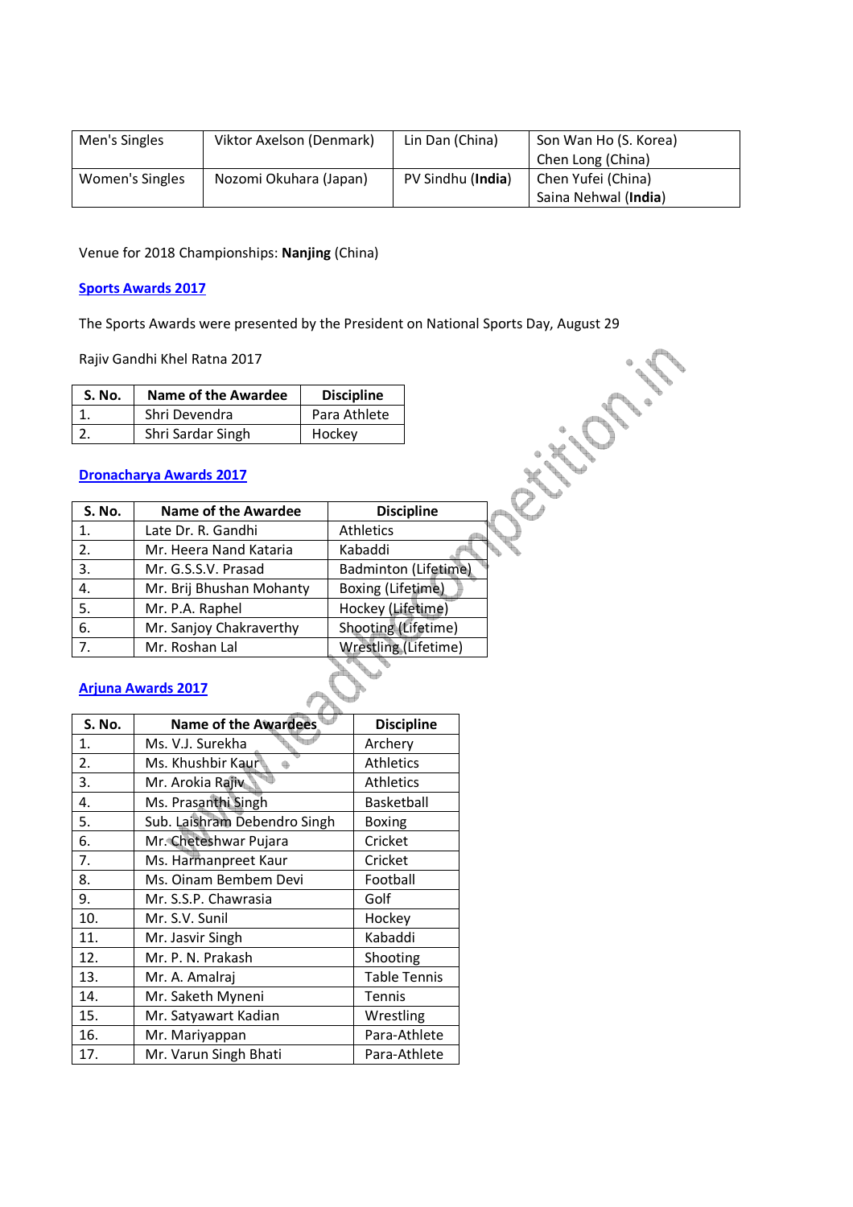| Men's Singles | Viktor Axelson (Denmark) | Lin Dan (China) | Son Wan Ho (S. Korea) Chen Long (China) |
|---|---|---|---|
| Women's Singles | Nozomi Okuhara (Japan) | PV Sindhu (**India**) | Chen Yufei (China) Saina Nehwal (**India**) |

Venue for 2018 Championships: **Nanjing** (China)

## Sports Awards 2017

The Sports Awards were presented by the President on National Sports Day, August 29

Rajiv Gandhi Khel Ratna 2017

| S. No. | Name of the Awardee | Discipline |
|---|---|---|
| 1. | Shri Devendra | Para Athlete |
| 2. | Shri Sardar Singh | Hockey |

## Dronacharya Awards 2017

| S. No. | Name of the Awardee | Discipline |
|---|---|---|
| 1. | Late Dr. R. Gandhi | Athletics |
| 2. | Mr. Heera Nand Kataria | Kabaddi |
| 3. | Mr. G.S.S.V. Prasad | Badminton (Lifetime) |
| 4. | Mr. Brij Bhushan Mohanty | Boxing (Lifetime) |
| 5. | Mr. P.A. Raphel | Hockey (Lifetime) |
| 6. | Mr. Sanjoy Chakraverthy | Shooting (Lifetime) |
| 7. | Mr. Roshan Lal | Wrestling (Lifetime) |

## Arjuna Awards 2017

| S. No. | Name of the Awardees | Discipline |
|---|---|---|
| 1. | Ms. V.J. Surekha | Archery |
| 2. | Ms. Khushbir Kaur | Athletics |
| 3. | Mr. Arokia Rajiv | Athletics |
| 4. | Ms. Prasanthi Singh | Basketball |
| 5. | Sub. Laishram Debendro Singh | Boxing |
| 6. | Mr. Cheteshwar Pujara | Cricket |
| 7. | Ms. Harmanpreet Kaur | Cricket |
| 8. | Ms. Oinam Bembem Devi | Football |
| 9. | Mr. S.S.P. Chawrasia | Golf |
| 10. | Mr. S.V. Sunil | Hockey |
| 11. | Mr. Jasvir Singh | Kabaddi |
| 12. | Mr. P. N. Prakash | Shooting |
| 13. | Mr. A. Amalraj | Table Tennis |
| 14. | Mr. Saketh Myneni | Tennis |
| 15. | Mr. Satyawart Kadian | Wrestling |
| 16. | Mr. Mariyappan | Para-Athlete |
| 17. | Mr. Varun Singh Bhati | Para-Athlete |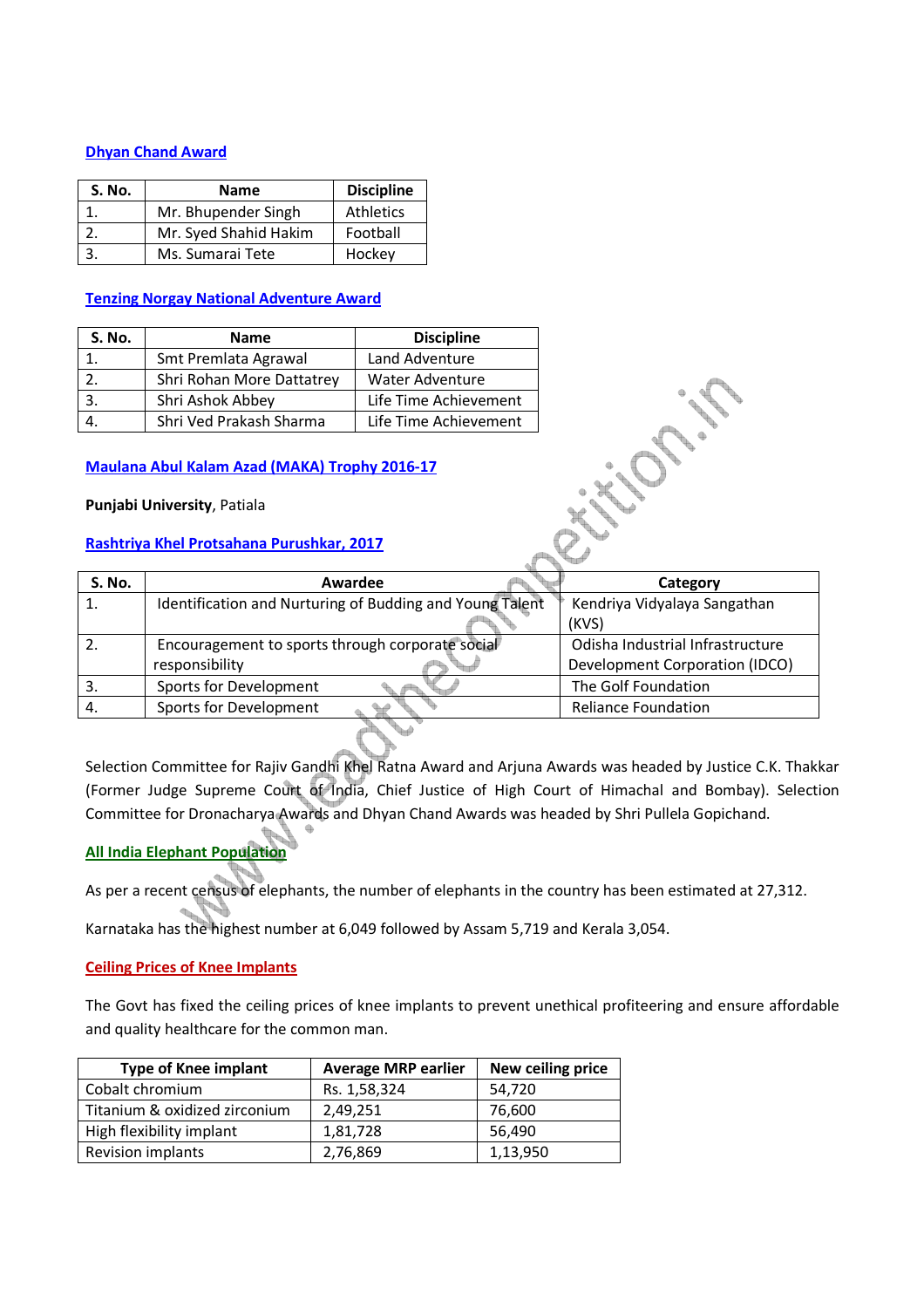## Dhyan Chand Award

| S. No. | Name | Discipline |
|---|---|---|
| 1. | Mr. Bhupender Singh | Athletics |
| 2. | Mr. Syed Shahid Hakim | Football |
| 3. | Ms. Sumarai Tete | Hockey |

## Tenzing Norgay National Adventure Award

| S. No. | Name | Discipline |
|---|---|---|
| 1. | Smt Premlata Agrawal | Land Adventure |
| 2. | Shri Rohan More Dattatrey | Water Adventure |
| 3. | Shri Ashok Abbey | Life Time Achievement |
| 4. | Shri Ved Prakash Sharma | Life Time Achievement |

## Maulana Abul Kalam Azad (MAKA) Trophy 2016-17

**Punjabi University**, Patiala

## Rashtriya Khel Protsahana Purushkar, 2017

| S. No. | Awardee | Category |
|---|---|---|
| 1. | Identification and Nurturing of Budding and Young Talent | Kendriya Vidyalaya Sangathan (KVS) |
| 2. | Encouragement to sports through corporate social responsibility | Odisha Industrial Infrastructure Development Corporation (IDCO) |
| 3. | Sports for Development | The Golf Foundation |
| 4. | Sports for Development | Reliance Foundation |

Selection Committee for Rajiv Gandhi Khel Ratna Award and Arjuna Awards was headed by Justice C.K. Thakkar (Former Judge Supreme Court of India, Chief Justice of High Court of Himachal and Bombay). Selection Committee for Dronacharya Awards and Dhyan Chand Awards was headed by Shri Pullela Gopichand.

## All India Elephant Population

As per a recent census of elephants, the number of elephants in the country has been estimated at 27,312.

Karnataka has the highest number at 6,049 followed by Assam 5,719 and Kerala 3,054.

## Ceiling Prices of Knee Implants

The Govt has fixed the ceiling prices of knee implants to prevent unethical profiteering and ensure affordable and quality healthcare for the common man.

| Type of Knee implant | Average MRP earlier | New ceiling price |
|---|---|---|
| Cobalt chromium | Rs. 1,58,324 | 54,720 |
| Titanium & oxidized zirconium | 2,49,251 | 76,600 |
| High flexibility implant | 1,81,728 | 56,490 |
| Revision implants | 2,76,869 | 1,13,950 |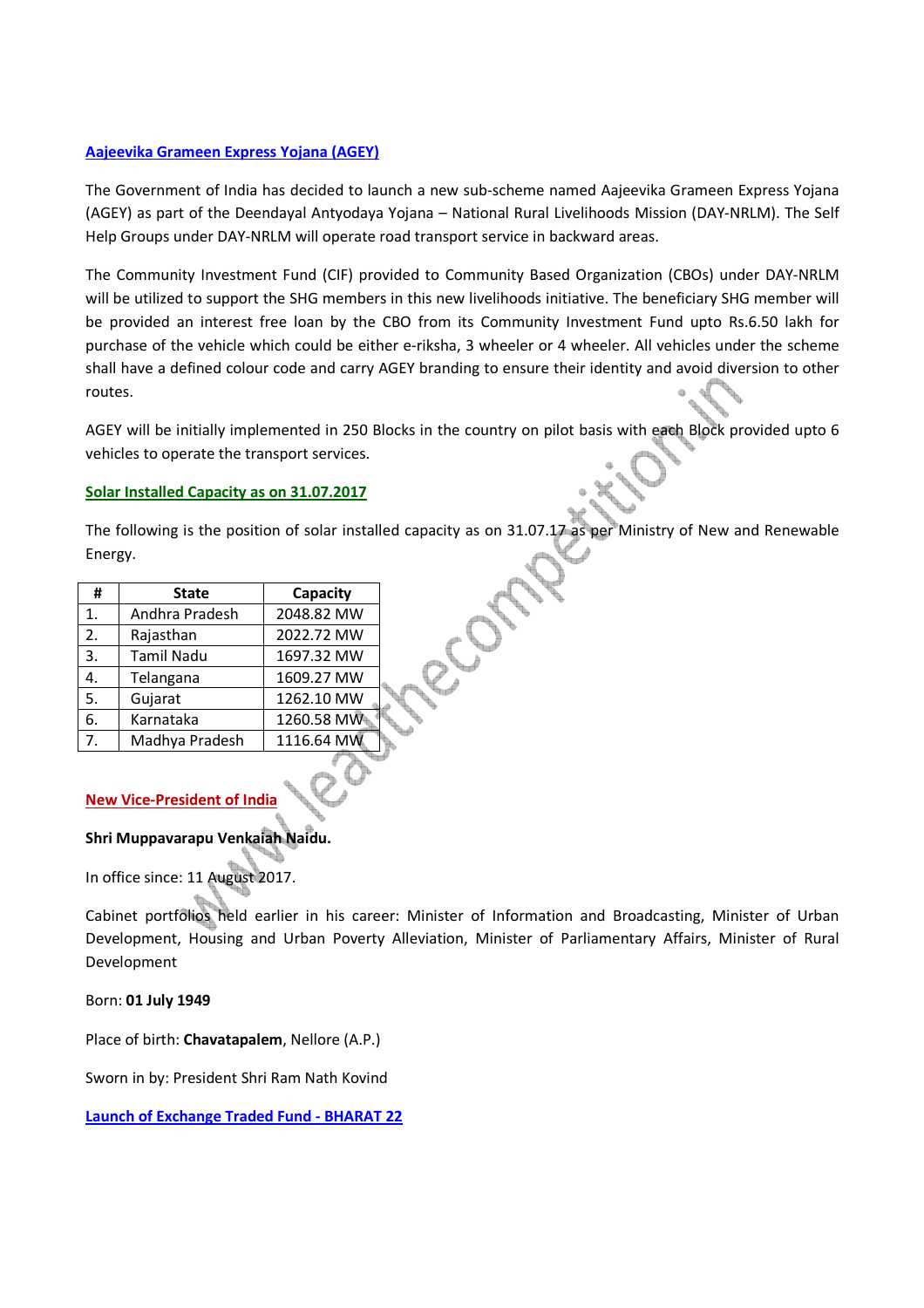## Aajeevika Grameen Express Yojana (AGEY)

The Government of India has decided to launch a new sub-scheme named Aajeevika Grameen Express Yojana (AGEY) as part of the Deendayal Antyodaya Yojana – National Rural Livelihoods Mission (DAY-NRLM). The Self Help Groups under DAY-NRLM will operate road transport service in backward areas.

The Community Investment Fund (CIF) provided to Community Based Organization (CBOs) under DAY-NRLM will be utilized to support the SHG members in this new livelihoods initiative. The beneficiary SHG member will be provided an interest free loan by the CBO from its Community Investment Fund upto Rs.6.50 lakh for purchase of the vehicle which could be either e-riksha, 3 wheeler or 4 wheeler. All vehicles under the scheme shall have a defined colour code and carry AGEY branding to ensure their identity and avoid diversion to other routes.

AGEY will be initially implemented in 250 Blocks in the country on pilot basis with each Block provided upto 6 vehicles to operate the transport services.

## Solar Installed Capacity as on 31.07.2017

The following is the position of solar installed capacity as on 31.07.17 as per Ministry of New and Renewable Energy.

| # | State | Capacity |
|---|---|---|
| 1. | Andhra Pradesh | 2048.82 MW |
| 2. | Rajasthan | 2022.72 MW |
| 3. | Tamil Nadu | 1697.32 MW |
| 4. | Telangana | 1609.27 MW |
| 5. | Gujarat | 1262.10 MW |
| 6. | Karnataka | 1260.58 MW |
| 7. | Madhya Pradesh | 1116.64 MW |

## New Vice-President of India

**Shri Muppavarapu Venkaiah Naidu.**

In office since: 11 August 2017.

Cabinet portfolios held earlier in his career: Minister of Information and Broadcasting, Minister of Urban Development, Housing and Urban Poverty Alleviation, Minister of Parliamentary Affairs, Minister of Rural Development

Born: **01 July 1949**

Place of birth: **Chavatapalem**, Nellore (A.P.)

Sworn in by: President Shri Ram Nath Kovind

## Launch of Exchange Traded Fund - BHARAT 22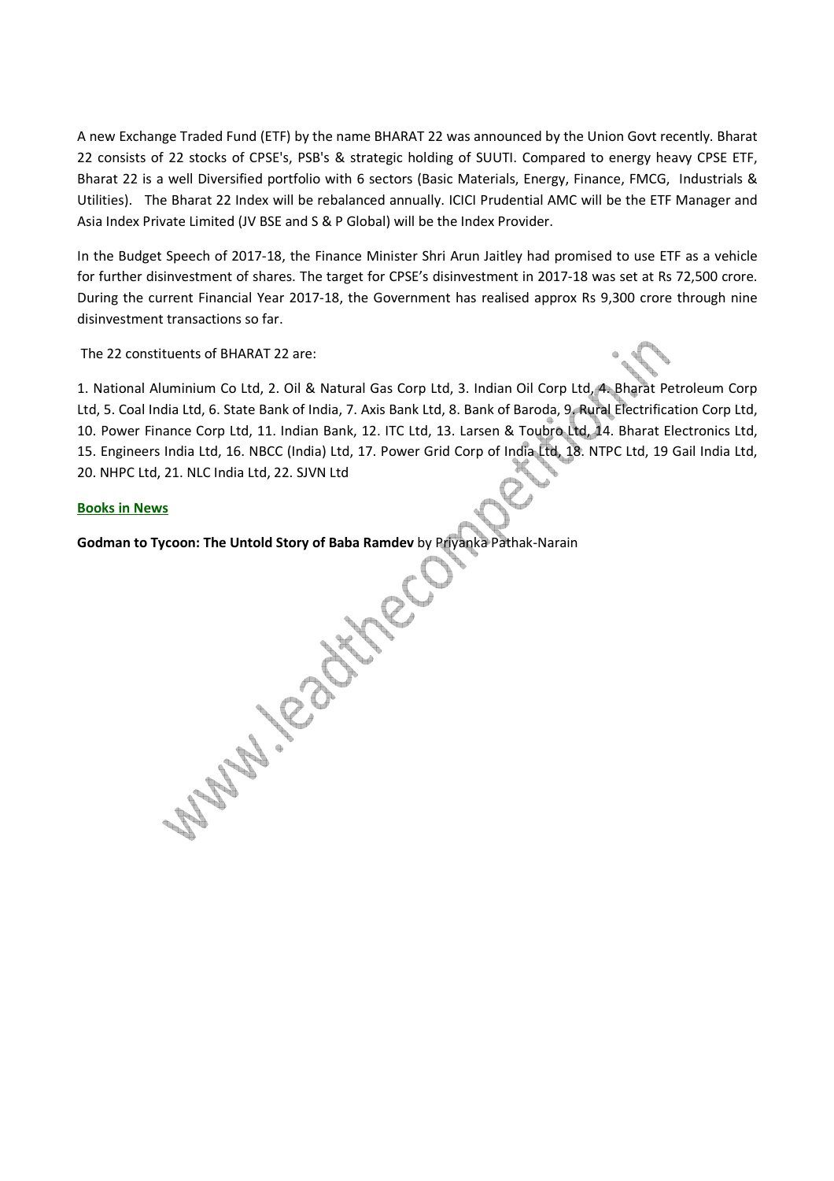A new Exchange Traded Fund (ETF) by the name BHARAT 22 was announced by the Union Govt recently. Bharat 22 consists of 22 stocks of CPSE's, PSB's & strategic holding of SUUTI. Compared to energy heavy CPSE ETF, Bharat 22 is a well Diversified portfolio with 6 sectors (Basic Materials, Energy, Finance, FMCG, Industrials & Utilities). The Bharat 22 Index will be rebalanced annually. ICICI Prudential AMC will be the ETF Manager and Asia Index Private Limited (JV BSE and S & P Global) will be the Index Provider.

In the Budget Speech of 2017-18, the Finance Minister Shri Arun Jaitley had promised to use ETF as a vehicle for further disinvestment of shares. The target for CPSE's disinvestment in 2017-18 was set at Rs 72,500 crore. During the current Financial Year 2017-18, the Government has realised approx Rs 9,300 crore through nine disinvestment transactions so far.

The 22 constituents of BHARAT 22 are:

1. National Aluminium Co Ltd, 2. Oil & Natural Gas Corp Ltd, 3. Indian Oil Corp Ltd, 4. Bharat Petroleum Corp Ltd, 5. Coal India Ltd, 6. State Bank of India, 7. Axis Bank Ltd, 8. Bank of Baroda, 9. Rural Electrification Corp Ltd, 10. Power Finance Corp Ltd, 11. Indian Bank, 12. ITC Ltd, 13. Larsen & Toubro Ltd, 14. Bharat Electronics Ltd, 15. Engineers India Ltd, 16. NBCC (India) Ltd, 17. Power Grid Corp of India Ltd, 18. NTPC Ltd, 19 Gail India Ltd, 20. NHPC Ltd, 21. NLC India Ltd, 22. SJVN Ltd

**Books in News**

**Godman to Tycoon: The Untold Story of Baba Ramdev** by Priyanka Pathak-Narain